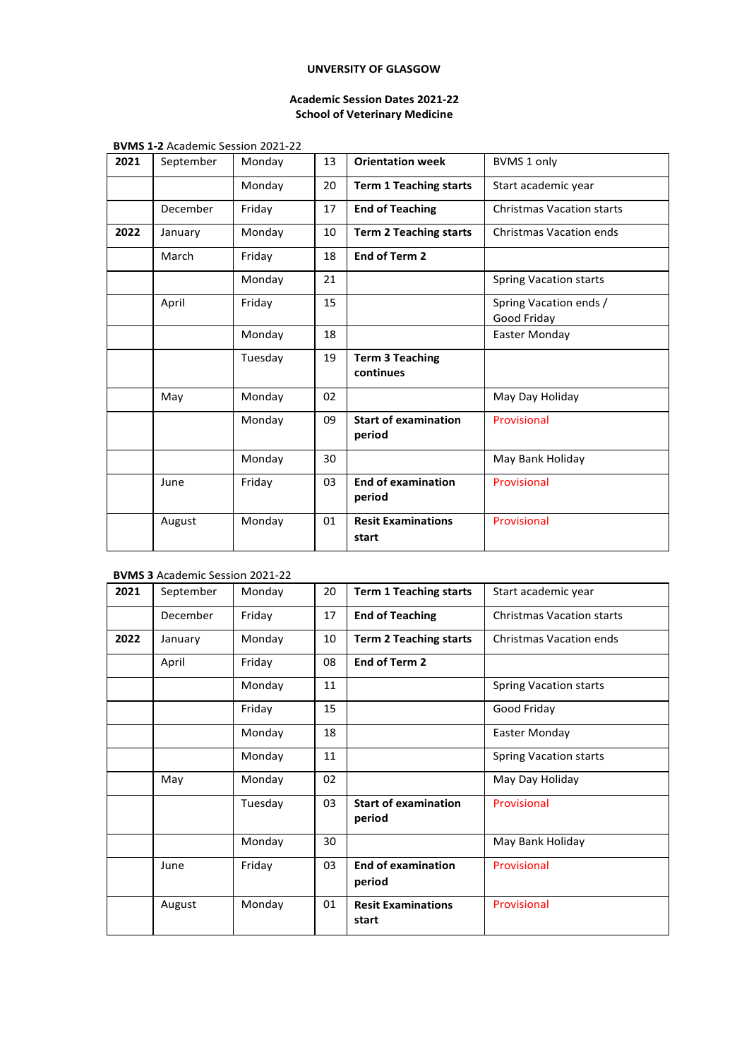**UNVERSITY OF GLASGOW**

**Academic Session Dates 2021-22**
**School of Veterinary Medicine**

**BVMS 1-2** Academic Session 2021-22

| | | | | | |
|---|---|---|---|---|---|
| **2021** | September | Monday | 13 | **Orientation week** | BVMS 1 only |
| | | Monday | 20 | **Term 1 Teaching starts** | Start academic year |
| | December | Friday | 17 | **End of Teaching** | Christmas Vacation starts |
| **2022** | January | Monday | 10 | **Term 2 Teaching starts** | Christmas Vacation ends |
| | March | Friday | 18 | **End of Term 2** | |
| | | Monday | 21 | | Spring Vacation starts |
| | April | Friday | 15 | | Spring Vacation ends / Good Friday |
| | | Monday | 18 | | Easter Monday |
| | | Tuesday | 19 | **Term 3 Teaching continues** | |
| | May | Monday | 02 | | May Day Holiday |
| | | Monday | 09 | **Start of examination period** | Provisional |
| | | Monday | 30 | | May Bank Holiday |
| | June | Friday | 03 | **End of examination period** | Provisional |
| | August | Monday | 01 | **Resit Examinations start** | Provisional |

**BVMS 3** Academic Session 2021-22

| | | | | | |
|---|---|---|---|---|---|
| **2021** | September | Monday | 20 | **Term 1 Teaching starts** | Start academic year |
| | December | Friday | 17 | **End of Teaching** | Christmas Vacation starts |
| **2022** | January | Monday | 10 | **Term 2 Teaching starts** | Christmas Vacation ends |
| | April | Friday | 08 | **End of Term 2** | |
| | | Monday | 11 | | Spring Vacation starts |
| | | Friday | 15 | | Good Friday |
| | | Monday | 18 | | Easter Monday |
| | | Monday | 11 | | Spring Vacation starts |
| | May | Monday | 02 | | May Day Holiday |
| | | Tuesday | 03 | **Start of examination period** | Provisional |
| | | Monday | 30 | | May Bank Holiday |
| | June | Friday | 03 | **End of examination period** | Provisional |
| | August | Monday | 01 | **Resit Examinations start** | Provisional |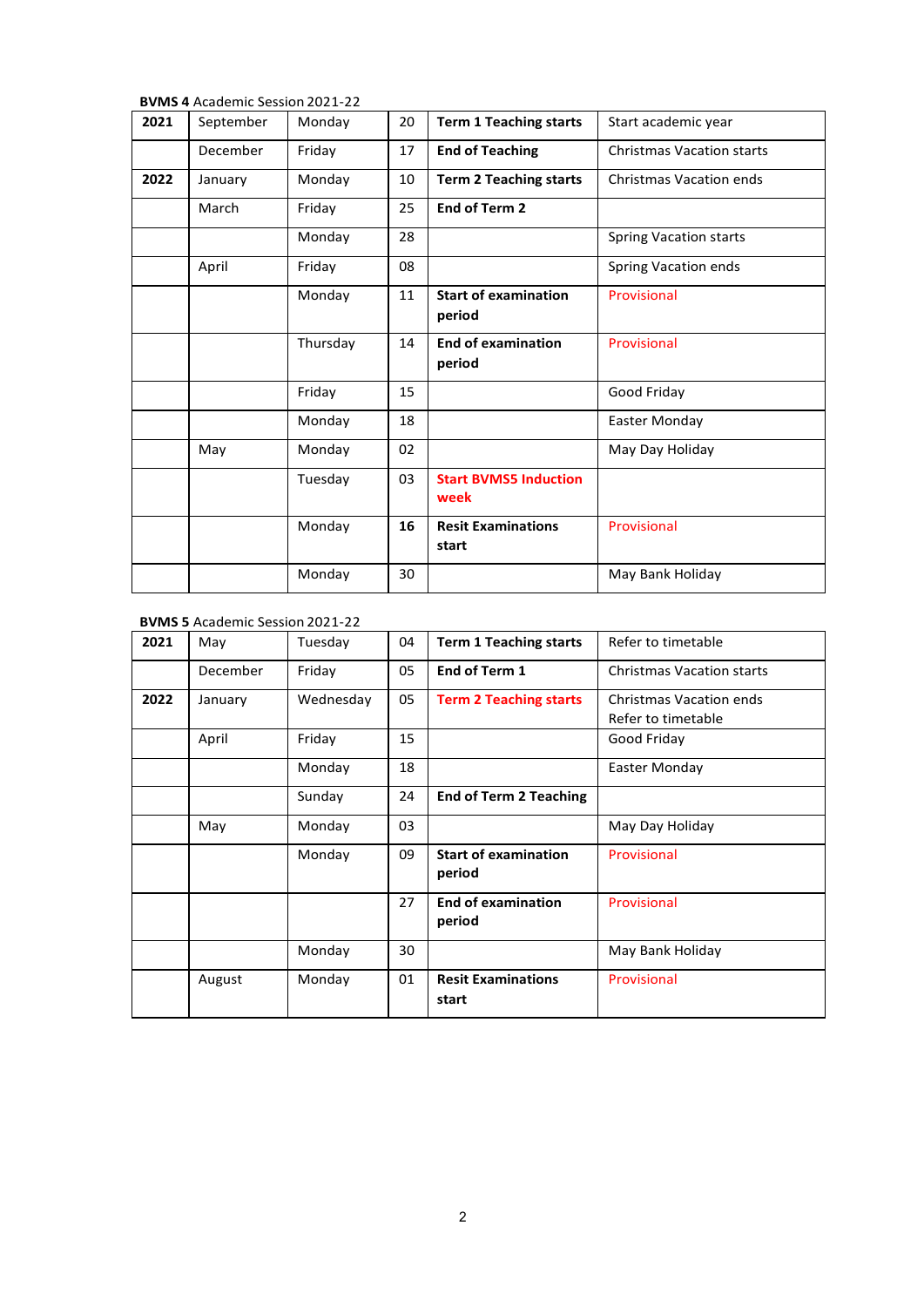**BVMS 4** Academic Session 2021-22

| | | | | | |
|---|---|---|---|---|---|
| **2021** | September | Monday | 20 | **Term 1 Teaching starts** | Start academic year |
| | December | Friday | 17 | **End of Teaching** | Christmas Vacation starts |
| **2022** | January | Monday | 10 | **Term 2 Teaching starts** | Christmas Vacation ends |
| | March | Friday | 25 | **End of Term 2** | |
| | | Monday | 28 | | Spring Vacation starts |
| | April | Friday | 08 | | Spring Vacation ends |
| | | Monday | 11 | **Start of examination period** | Provisional |
| | | Thursday | 14 | **End of examination period** | Provisional |
| | | Friday | 15 | | Good Friday |
| | | Monday | 18 | | Easter Monday |
| | May | Monday | 02 | | May Day Holiday |
| | | Tuesday | 03 | **Start BVMS5 Induction week** | |
| | | Monday | **16** | **Resit Examinations start** | Provisional |
| | | Monday | 30 | | May Bank Holiday |

**BVMS 5** Academic Session 2021-22

| | | | | | |
|---|---|---|---|---|---|
| **2021** | May | Tuesday | 04 | **Term 1 Teaching starts** | Refer to timetable |
| | December | Friday | 05 | **End of Term 1** | Christmas Vacation starts |
| **2022** | January | Wednesday | 05 | **Term 2 Teaching starts** | Christmas Vacation ends Refer to timetable |
| | April | Friday | 15 | | Good Friday |
| | | Monday | 18 | | Easter Monday |
| | | Sunday | 24 | **End of Term 2 Teaching** | |
| | May | Monday | 03 | | May Day Holiday |
| | | Monday | 09 | **Start of examination period** | Provisional |
| | | | 27 | **End of examination period** | Provisional |
| | | Monday | 30 | | May Bank Holiday |
| | August | Monday | 01 | **Resit Examinations start** | Provisional |